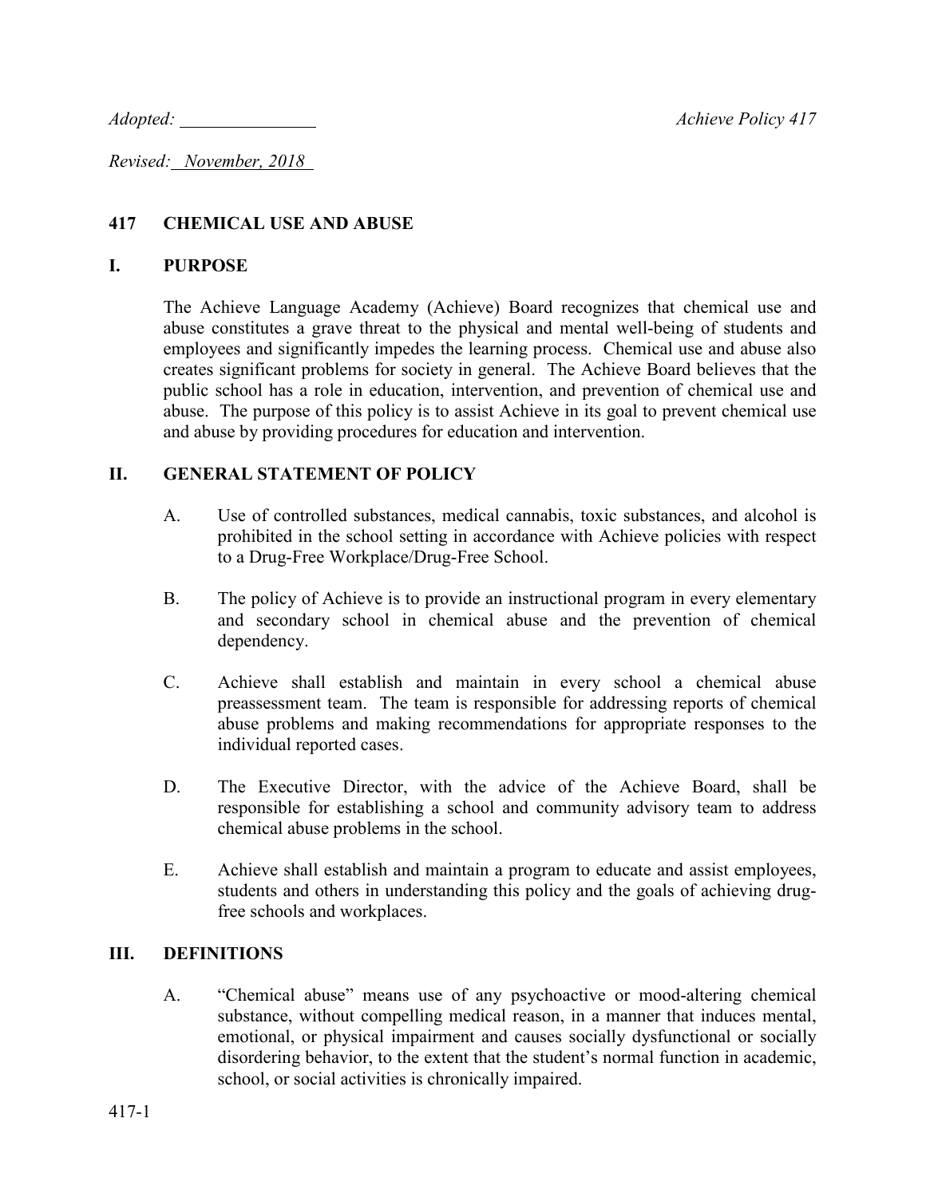*Adopted:* \_\_\_\_\_\_\_\_\_\_\_\_\_\_\_ *Achieve Policy 417*

*Revised: November, 2018*

## 417 CHEMICAL USE AND ABUSE

### I. PURPOSE

The Achieve Language Academy (Achieve) Board recognizes that chemical use and abuse constitutes a grave threat to the physical and mental well-being of students and employees and significantly impedes the learning process. Chemical use and abuse also creates significant problems for society in general. The Achieve Board believes that the public school has a role in education, intervention, and prevention of chemical use and abuse. The purpose of this policy is to assist Achieve in its goal to prevent chemical use and abuse by providing procedures for education and intervention.

### II. GENERAL STATEMENT OF POLICY

A. Use of controlled substances, medical cannabis, toxic substances, and alcohol is prohibited in the school setting in accordance with Achieve policies with respect to a Drug-Free Workplace/Drug-Free School.

B. The policy of Achieve is to provide an instructional program in every elementary and secondary school in chemical abuse and the prevention of chemical dependency.

C. Achieve shall establish and maintain in every school a chemical abuse preassessment team. The team is responsible for addressing reports of chemical abuse problems and making recommendations for appropriate responses to the individual reported cases.

D. The Executive Director, with the advice of the Achieve Board, shall be responsible for establishing a school and community advisory team to address chemical abuse problems in the school.

E. Achieve shall establish and maintain a program to educate and assist employees, students and others in understanding this policy and the goals of achieving drug-free schools and workplaces.

### III. DEFINITIONS

A. "Chemical abuse" means use of any psychoactive or mood-altering chemical substance, without compelling medical reason, in a manner that induces mental, emotional, or physical impairment and causes socially dysfunctional or socially disordering behavior, to the extent that the student's normal function in academic, school, or social activities is chronically impaired.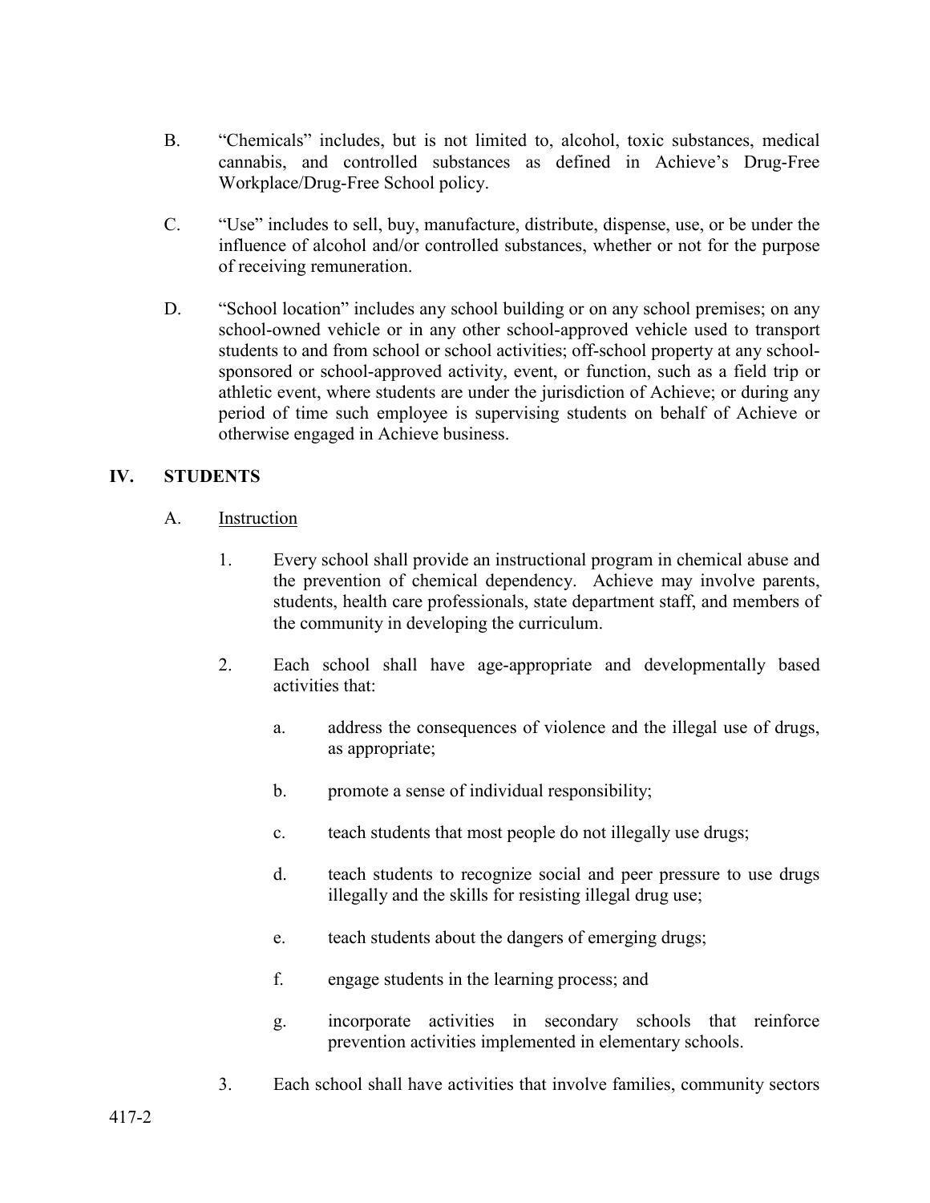B. "Chemicals" includes, but is not limited to, alcohol, toxic substances, medical cannabis, and controlled substances as defined in Achieve's Drug-Free Workplace/Drug-Free School policy.

C. "Use" includes to sell, buy, manufacture, distribute, dispense, use, or be under the influence of alcohol and/or controlled substances, whether or not for the purpose of receiving remuneration.

D. "School location" includes any school building or on any school premises; on any school-owned vehicle or in any other school-approved vehicle used to transport students to and from school or school activities; off-school property at any school-sponsored or school-approved activity, event, or function, such as a field trip or athletic event, where students are under the jurisdiction of Achieve; or during any period of time such employee is supervising students on behalf of Achieve or otherwise engaged in Achieve business.

## IV. STUDENTS

A. Instruction

1. Every school shall provide an instructional program in chemical abuse and the prevention of chemical dependency. Achieve may involve parents, students, health care professionals, state department staff, and members of the community in developing the curriculum.

2. Each school shall have age-appropriate and developmentally based activities that:

   a. address the consequences of violence and the illegal use of drugs, as appropriate;

   b. promote a sense of individual responsibility;

   c. teach students that most people do not illegally use drugs;

   d. teach students to recognize social and peer pressure to use drugs illegally and the skills for resisting illegal drug use;

   e. teach students about the dangers of emerging drugs;

   f. engage students in the learning process; and

   g. incorporate activities in secondary schools that reinforce prevention activities implemented in elementary schools.

3. Each school shall have activities that involve families, community sectors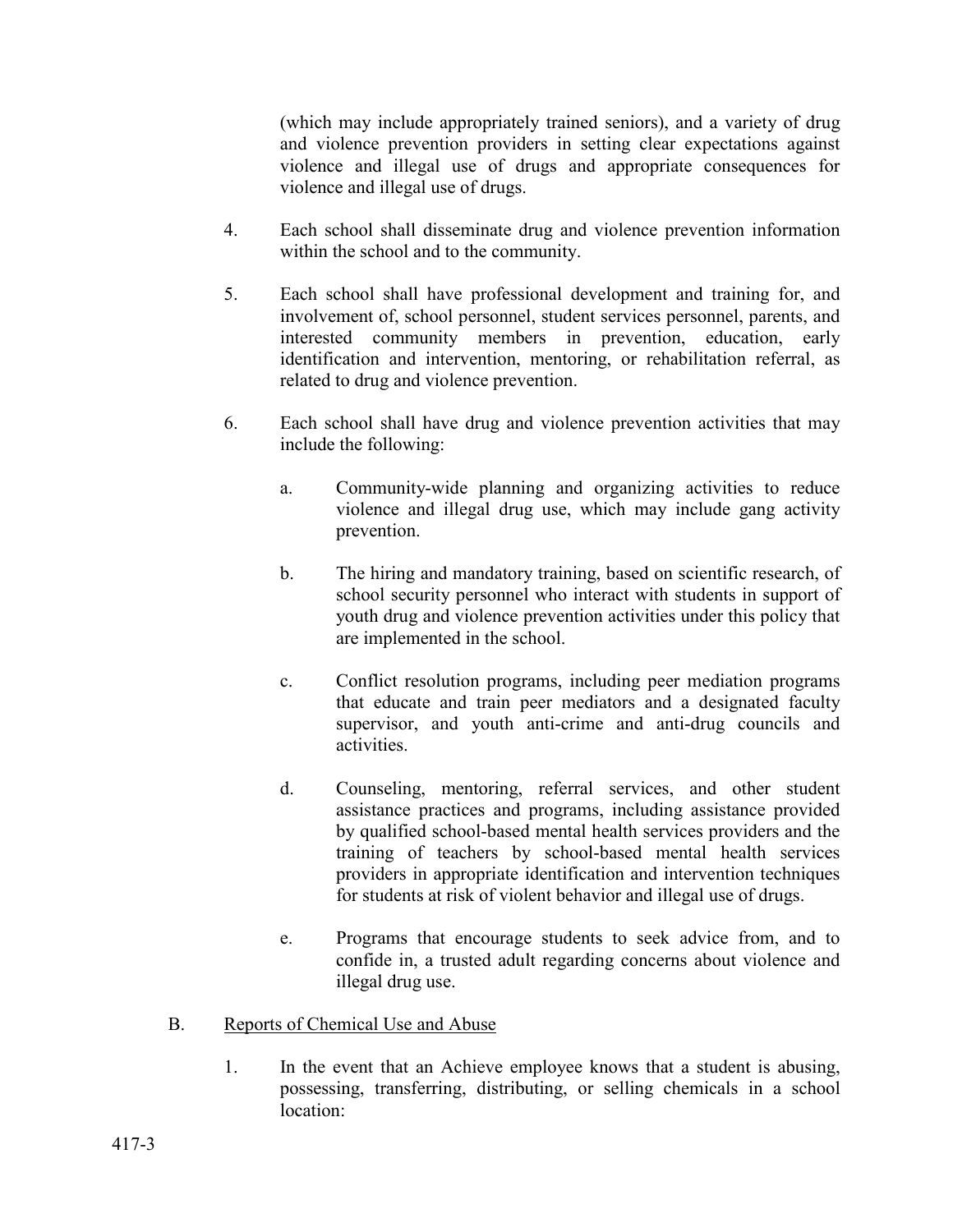(which may include appropriately trained seniors), and a variety of drug and violence prevention providers in setting clear expectations against violence and illegal use of drugs and appropriate consequences for violence and illegal use of drugs.

4. Each school shall disseminate drug and violence prevention information within the school and to the community.

5. Each school shall have professional development and training for, and involvement of, school personnel, student services personnel, parents, and interested community members in prevention, education, early identification and intervention, mentoring, or rehabilitation referral, as related to drug and violence prevention.

6. Each school shall have drug and violence prevention activities that may include the following:

   a. Community-wide planning and organizing activities to reduce violence and illegal drug use, which may include gang activity prevention.

   b. The hiring and mandatory training, based on scientific research, of school security personnel who interact with students in support of youth drug and violence prevention activities under this policy that are implemented in the school.

   c. Conflict resolution programs, including peer mediation programs that educate and train peer mediators and a designated faculty supervisor, and youth anti-crime and anti-drug councils and activities.

   d. Counseling, mentoring, referral services, and other student assistance practices and programs, including assistance provided by qualified school-based mental health services providers and the training of teachers by school-based mental health services providers in appropriate identification and intervention techniques for students at risk of violent behavior and illegal use of drugs.

   e. Programs that encourage students to seek advice from, and to confide in, a trusted adult regarding concerns about violence and illegal drug use.

B. <u>Reports of Chemical Use and Abuse</u>

1. In the event that an Achieve employee knows that a student is abusing, possessing, transferring, distributing, or selling chemicals in a school location: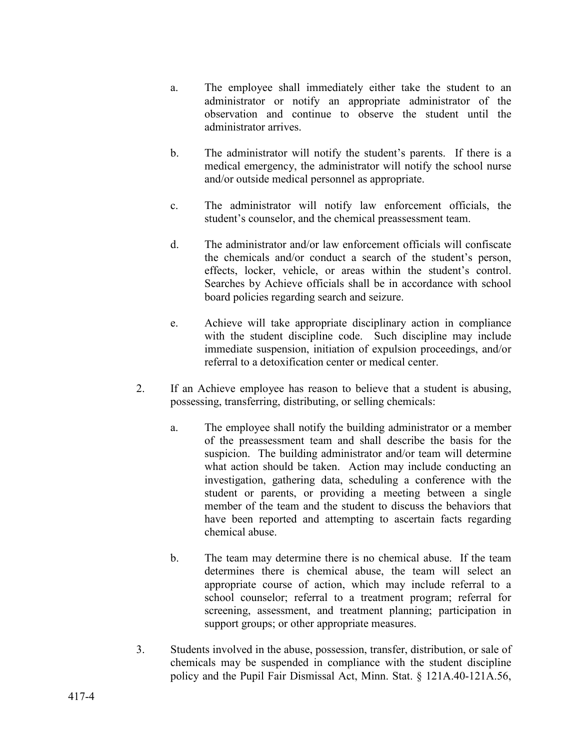a. The employee shall immediately either take the student to an administrator or notify an appropriate administrator of the observation and continue to observe the student until the administrator arrives.

b. The administrator will notify the student's parents. If there is a medical emergency, the administrator will notify the school nurse and/or outside medical personnel as appropriate.

c. The administrator will notify law enforcement officials, the student's counselor, and the chemical preassessment team.

d. The administrator and/or law enforcement officials will confiscate the chemicals and/or conduct a search of the student's person, effects, locker, vehicle, or areas within the student's control. Searches by Achieve officials shall be in accordance with school board policies regarding search and seizure.

e. Achieve will take appropriate disciplinary action in compliance with the student discipline code. Such discipline may include immediate suspension, initiation of expulsion proceedings, and/or referral to a detoxification center or medical center.

2. If an Achieve employee has reason to believe that a student is abusing, possessing, transferring, distributing, or selling chemicals:

    a. The employee shall notify the building administrator or a member of the preassessment team and shall describe the basis for the suspicion. The building administrator and/or team will determine what action should be taken. Action may include conducting an investigation, gathering data, scheduling a conference with the student or parents, or providing a meeting between a single member of the team and the student to discuss the behaviors that have been reported and attempting to ascertain facts regarding chemical abuse.

    b. The team may determine there is no chemical abuse. If the team determines there is chemical abuse, the team will select an appropriate course of action, which may include referral to a school counselor; referral to a treatment program; referral for screening, assessment, and treatment planning; participation in support groups; or other appropriate measures.

3. Students involved in the abuse, possession, transfer, distribution, or sale of chemicals may be suspended in compliance with the student discipline policy and the Pupil Fair Dismissal Act, Minn. Stat. § 121A.40-121A.56,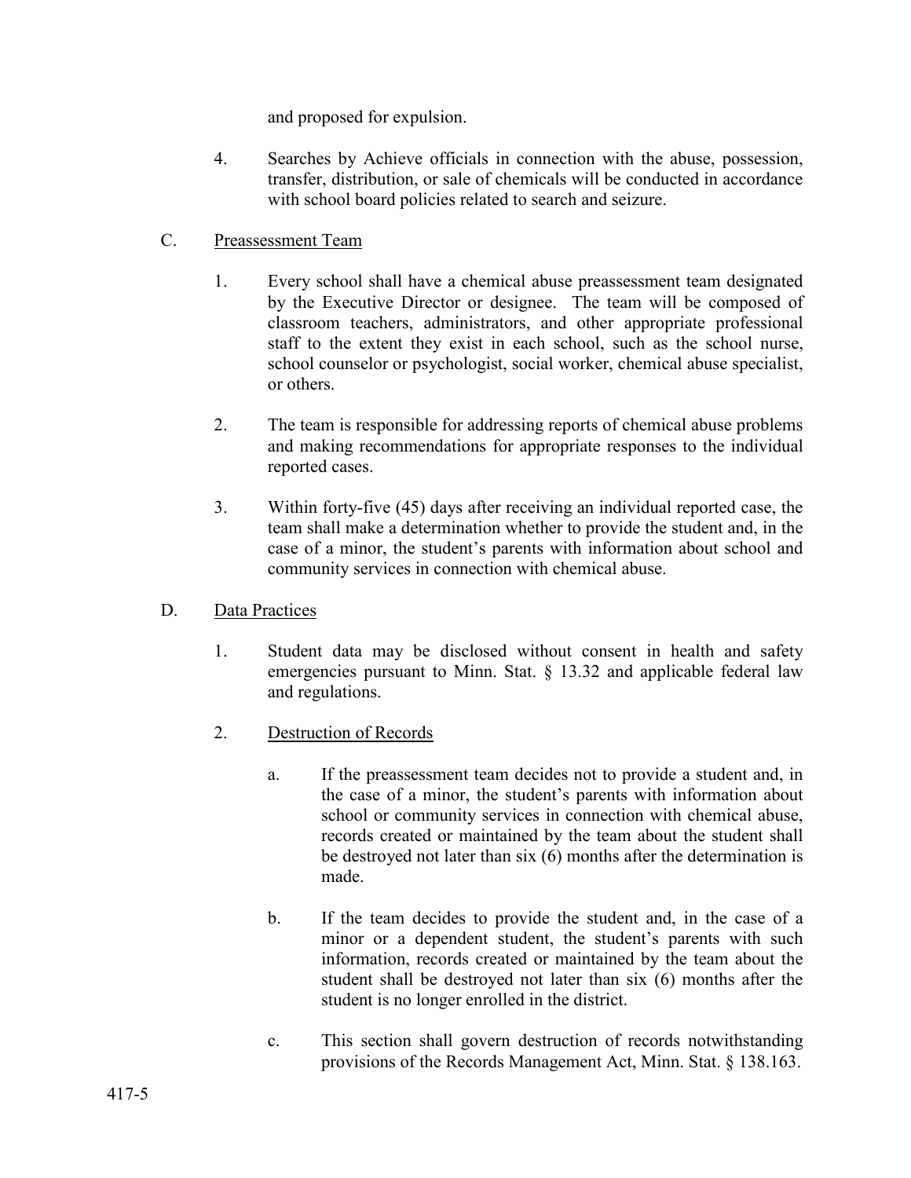and proposed for expulsion.

4. Searches by Achieve officials in connection with the abuse, possession, transfer, distribution, or sale of chemicals will be conducted in accordance with school board policies related to search and seizure.

C. Preassessment Team

1. Every school shall have a chemical abuse preassessment team designated by the Executive Director or designee. The team will be composed of classroom teachers, administrators, and other appropriate professional staff to the extent they exist in each school, such as the school nurse, school counselor or psychologist, social worker, chemical abuse specialist, or others.

2. The team is responsible for addressing reports of chemical abuse problems and making recommendations for appropriate responses to the individual reported cases.

3. Within forty-five (45) days after receiving an individual reported case, the team shall make a determination whether to provide the student and, in the case of a minor, the student's parents with information about school and community services in connection with chemical abuse.

D. Data Practices

1. Student data may be disclosed without consent in health and safety emergencies pursuant to Minn. Stat. § 13.32 and applicable federal law and regulations.

2. Destruction of Records

   a. If the preassessment team decides not to provide a student and, in the case of a minor, the student's parents with information about school or community services in connection with chemical abuse, records created or maintained by the team about the student shall be destroyed not later than six (6) months after the determination is made.

   b. If the team decides to provide the student and, in the case of a minor or a dependent student, the student's parents with such information, records created or maintained by the team about the student shall be destroyed not later than six (6) months after the student is no longer enrolled in the district.

   c. This section shall govern destruction of records notwithstanding provisions of the Records Management Act, Minn. Stat. § 138.163.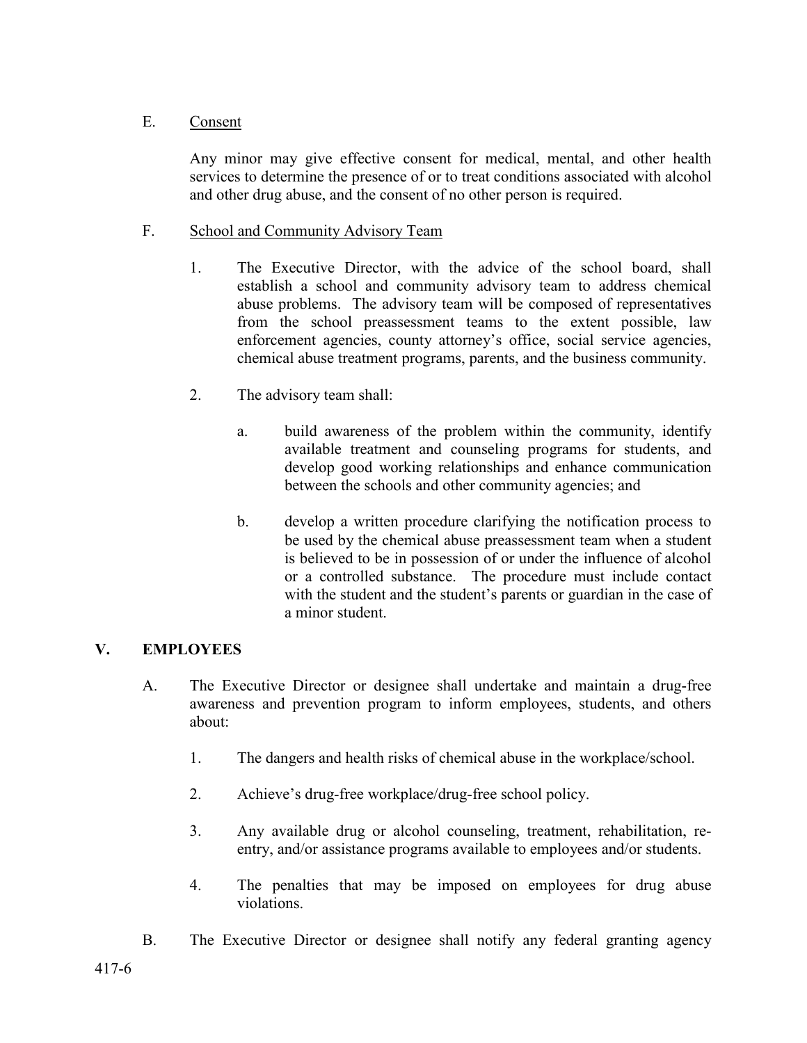E. Consent

Any minor may give effective consent for medical, mental, and other health services to determine the presence of or to treat conditions associated with alcohol and other drug abuse, and the consent of no other person is required.

F. School and Community Advisory Team

1. The Executive Director, with the advice of the school board, shall establish a school and community advisory team to address chemical abuse problems. The advisory team will be composed of representatives from the school preassessment teams to the extent possible, law enforcement agencies, county attorney's office, social service agencies, chemical abuse treatment programs, parents, and the business community.

2. The advisory team shall:

   a. build awareness of the problem within the community, identify available treatment and counseling programs for students, and develop good working relationships and enhance communication between the schools and other community agencies; and

   b. develop a written procedure clarifying the notification process to be used by the chemical abuse preassessment team when a student is believed to be in possession of or under the influence of alcohol or a controlled substance. The procedure must include contact with the student and the student's parents or guardian in the case of a minor student.

## V. EMPLOYEES

A. The Executive Director or designee shall undertake and maintain a drug-free awareness and prevention program to inform employees, students, and others about:

1. The dangers and health risks of chemical abuse in the workplace/school.

2. Achieve's drug-free workplace/drug-free school policy.

3. Any available drug or alcohol counseling, treatment, rehabilitation, re-entry, and/or assistance programs available to employees and/or students.

4. The penalties that may be imposed on employees for drug abuse violations.

B. The Executive Director or designee shall notify any federal granting agency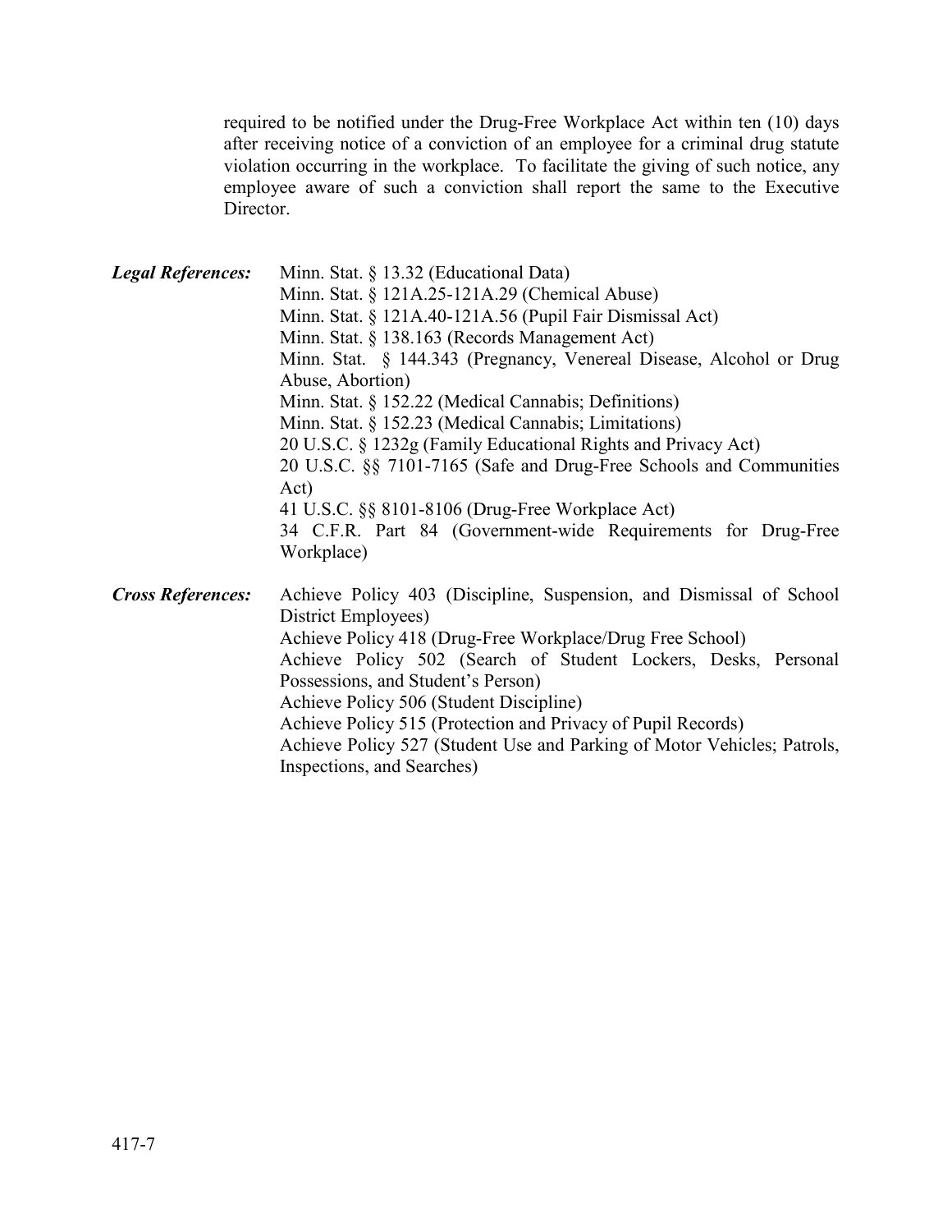required to be notified under the Drug-Free Workplace Act within ten (10) days after receiving notice of a conviction of an employee for a criminal drug statute violation occurring in the workplace. To facilitate the giving of such notice, any employee aware of such a conviction shall report the same to the Executive Director.

***Legal References:***

Minn. Stat. § 13.32 (Educational Data)
Minn. Stat. § 121A.25-121A.29 (Chemical Abuse)
Minn. Stat. § 121A.40-121A.56 (Pupil Fair Dismissal Act)
Minn. Stat. § 138.163 (Records Management Act)
Minn. Stat. § 144.343 (Pregnancy, Venereal Disease, Alcohol or Drug Abuse, Abortion)
Minn. Stat. § 152.22 (Medical Cannabis; Definitions)
Minn. Stat. § 152.23 (Medical Cannabis; Limitations)
20 U.S.C. § 1232g (Family Educational Rights and Privacy Act)
20 U.S.C. §§ 7101-7165 (Safe and Drug-Free Schools and Communities Act)
41 U.S.C. §§ 8101-8106 (Drug-Free Workplace Act)
34 C.F.R. Part 84 (Government-wide Requirements for Drug-Free Workplace)

***Cross References:***

Achieve Policy 403 (Discipline, Suspension, and Dismissal of School District Employees)
Achieve Policy 418 (Drug-Free Workplace/Drug Free School)
Achieve Policy 502 (Search of Student Lockers, Desks, Personal Possessions, and Student's Person)
Achieve Policy 506 (Student Discipline)
Achieve Policy 515 (Protection and Privacy of Pupil Records)
Achieve Policy 527 (Student Use and Parking of Motor Vehicles; Patrols, Inspections, and Searches)